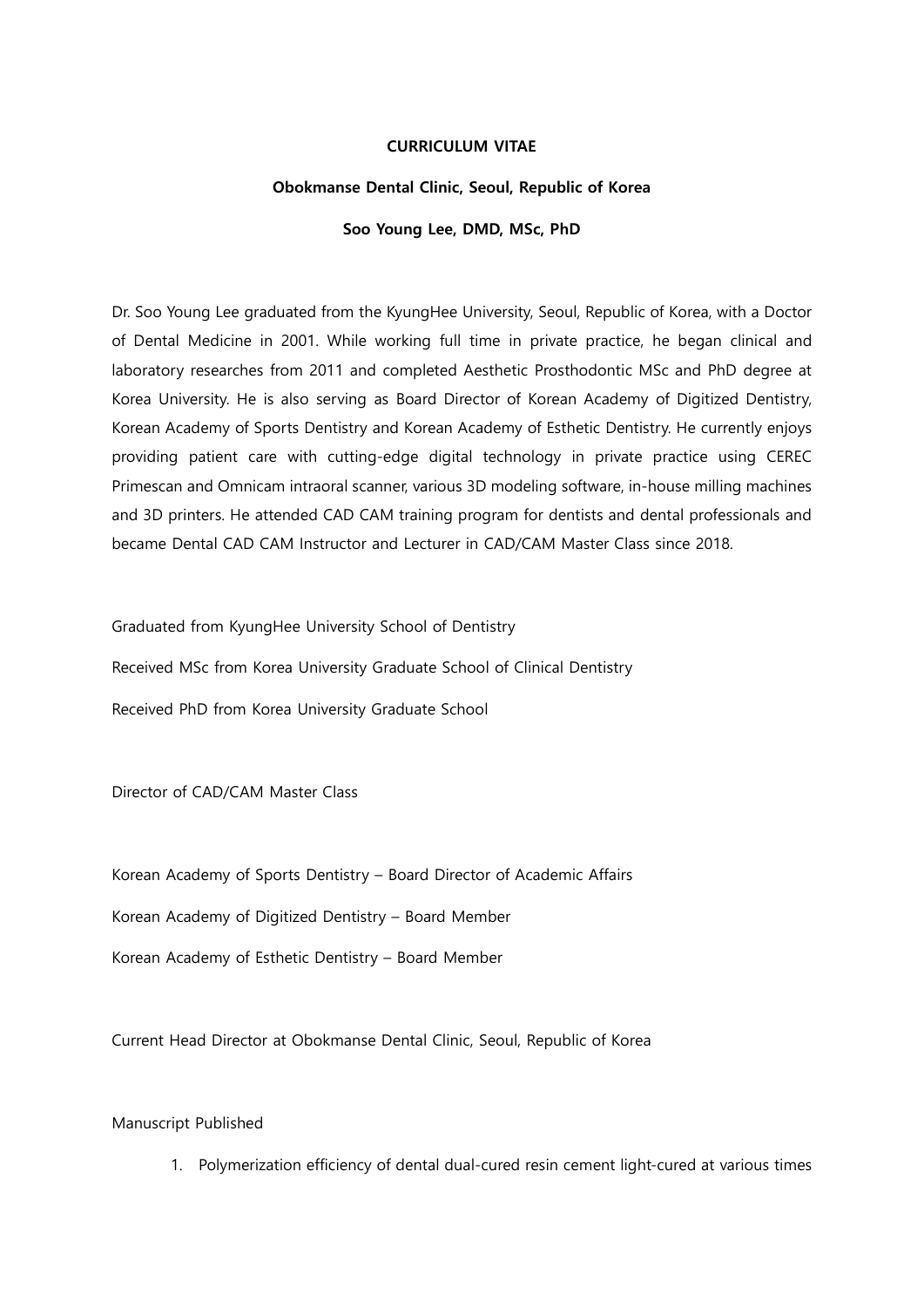**CURRICULUM VITAE**

**Obokmanse Dental Clinic, Seoul, Republic of Korea**

**Soo Young Lee, DMD, MSc, PhD**

Dr. Soo Young Lee graduated from the KyungHee University, Seoul, Republic of Korea, with a Doctor of Dental Medicine in 2001. While working full time in private practice, he began clinical and laboratory researches from 2011 and completed Aesthetic Prosthodontic MSc and PhD degree at Korea University. He is also serving as Board Director of Korean Academy of Digitized Dentistry, Korean Academy of Sports Dentistry and Korean Academy of Esthetic Dentistry. He currently enjoys providing patient care with cutting-edge digital technology in private practice using CEREC Primescan and Omnicam intraoral scanner, various 3D modeling software, in-house milling machines and 3D printers. He attended CAD CAM training program for dentists and dental professionals and became Dental CAD CAM Instructor and Lecturer in CAD/CAM Master Class since 2018.

Graduated from KyungHee University School of Dentistry

Received MSc from Korea University Graduate School of Clinical Dentistry

Received PhD from Korea University Graduate School

Director of CAD/CAM Master Class

Korean Academy of Sports Dentistry – Board Director of Academic Affairs

Korean Academy of Digitized Dentistry – Board Member

Korean Academy of Esthetic Dentistry – Board Member

Current Head Director at Obokmanse Dental Clinic, Seoul, Republic of Korea

Manuscript Published

1. Polymerization efficiency of dental dual-cured resin cement light-cured at various times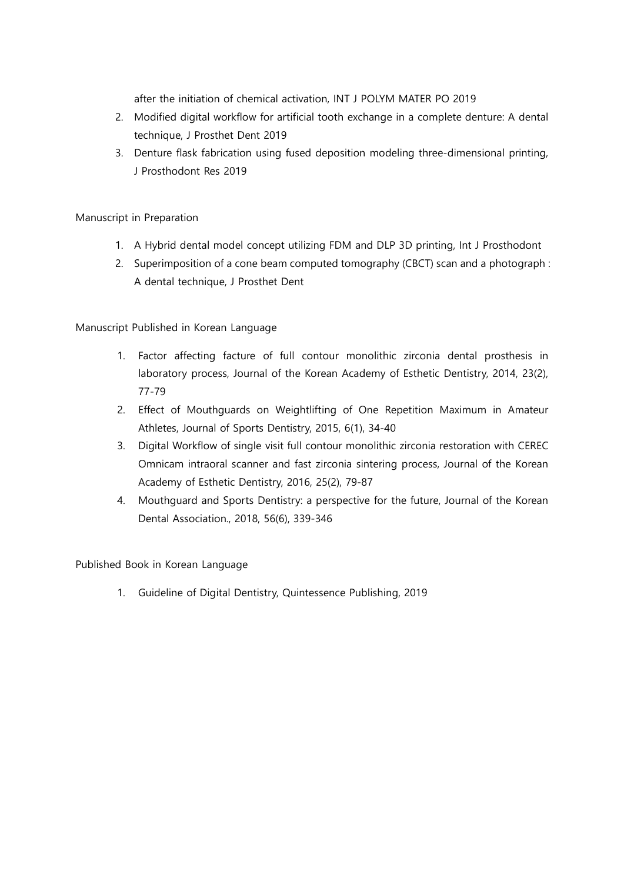after the initiation of chemical activation, INT J POLYM MATER PO 2019

2. Modified digital workflow for artificial tooth exchange in a complete denture: A dental technique, J Prosthet Dent 2019
3. Denture flask fabrication using fused deposition modeling three-dimensional printing, J Prosthodont Res 2019

Manuscript in Preparation

1. A Hybrid dental model concept utilizing FDM and DLP 3D printing, Int J Prosthodont
2. Superimposition of a cone beam computed tomography (CBCT) scan and a photograph : A dental technique, J Prosthet Dent

Manuscript Published in Korean Language

1. Factor affecting facture of full contour monolithic zirconia dental prosthesis in laboratory process, Journal of the Korean Academy of Esthetic Dentistry, 2014, 23(2), 77-79
2. Effect of Mouthguards on Weightlifting of One Repetition Maximum in Amateur Athletes, Journal of Sports Dentistry, 2015, 6(1), 34-40
3. Digital Workflow of single visit full contour monolithic zirconia restoration with CEREC Omnicam intraoral scanner and fast zirconia sintering process, Journal of the Korean Academy of Esthetic Dentistry, 2016, 25(2), 79-87
4. Mouthguard and Sports Dentistry: a perspective for the future, Journal of the Korean Dental Association., 2018, 56(6), 339-346

Published Book in Korean Language

1. Guideline of Digital Dentistry, Quintessence Publishing, 2019